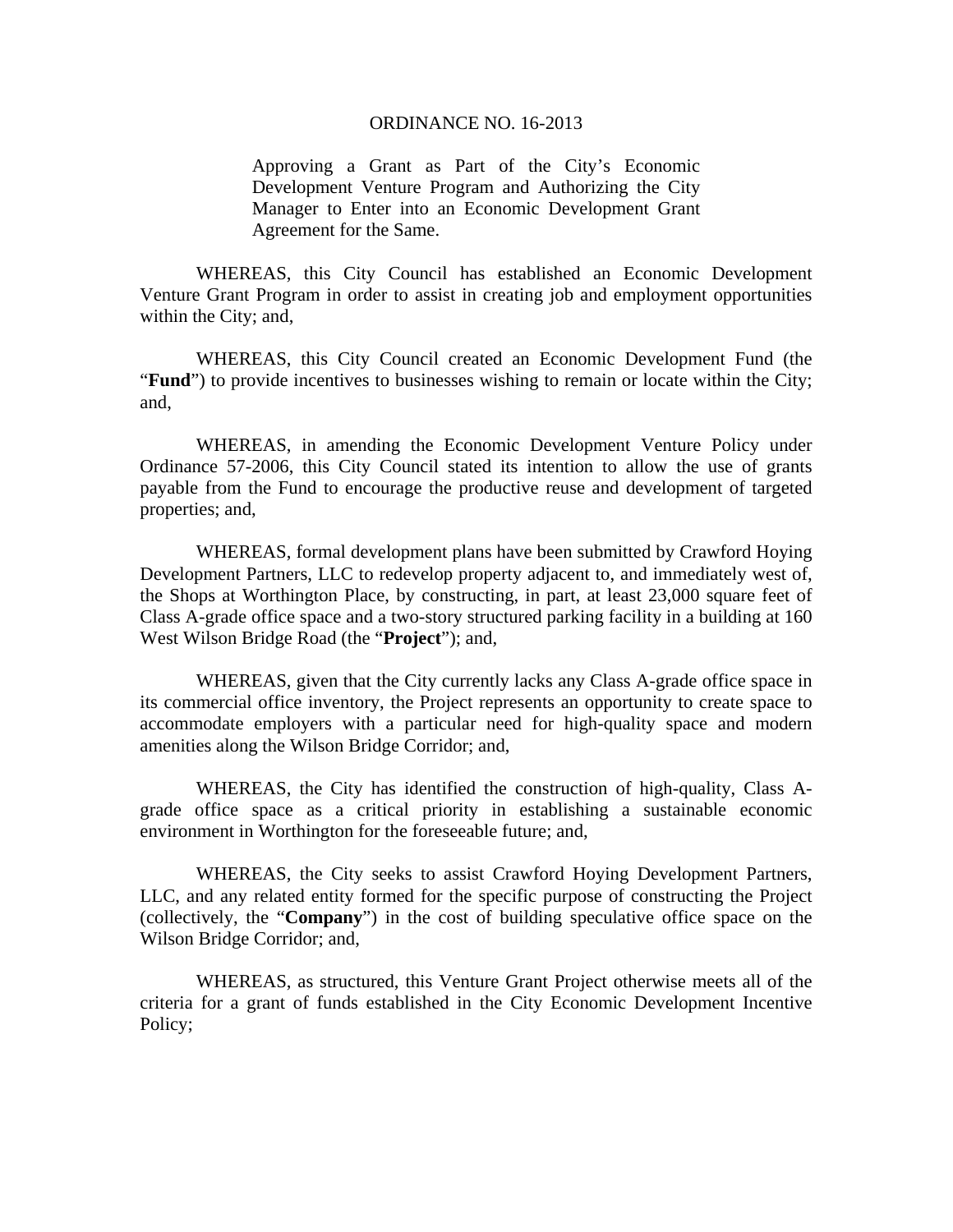ORDINANCE NO. 16-2013

Approving a Grant as Part of the City's Economic Development Venture Program and Authorizing the City Manager to Enter into an Economic Development Grant Agreement for the Same.

WHEREAS, this City Council has established an Economic Development Venture Grant Program in order to assist in creating job and employment opportunities within the City; and,

WHEREAS, this City Council created an Economic Development Fund (the "**Fund**") to provide incentives to businesses wishing to remain or locate within the City; and,

WHEREAS, in amending the Economic Development Venture Policy under Ordinance 57-2006, this City Council stated its intention to allow the use of grants payable from the Fund to encourage the productive reuse and development of targeted properties; and,

WHEREAS, formal development plans have been submitted by Crawford Hoying Development Partners, LLC to redevelop property adjacent to, and immediately west of, the Shops at Worthington Place, by constructing, in part, at least 23,000 square feet of Class A-grade office space and a two-story structured parking facility in a building at 160 West Wilson Bridge Road (the "**Project**"); and,

WHEREAS, given that the City currently lacks any Class A-grade office space in its commercial office inventory, the Project represents an opportunity to create space to accommodate employers with a particular need for high-quality space and modern amenities along the Wilson Bridge Corridor; and,

WHEREAS, the City has identified the construction of high-quality, Class A-grade office space as a critical priority in establishing a sustainable economic environment in Worthington for the foreseeable future; and,

WHEREAS, the City seeks to assist Crawford Hoying Development Partners, LLC, and any related entity formed for the specific purpose of constructing the Project (collectively, the "**Company**") in the cost of building speculative office space on the Wilson Bridge Corridor; and,

WHEREAS, as structured, this Venture Grant Project otherwise meets all of the criteria for a grant of funds established in the City Economic Development Incentive Policy;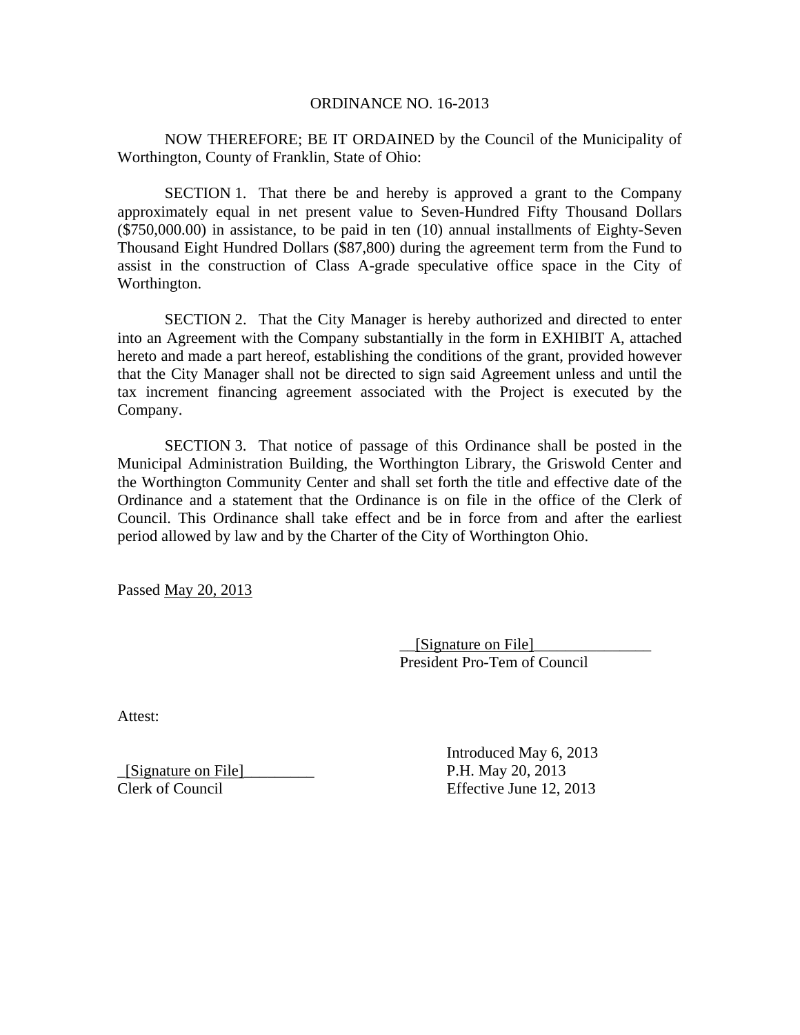ORDINANCE NO. 16-2013

NOW THEREFORE; BE IT ORDAINED by the Council of the Municipality of Worthington, County of Franklin, State of Ohio:

SECTION 1. That there be and hereby is approved a grant to the Company approximately equal in net present value to Seven-Hundred Fifty Thousand Dollars ($750,000.00) in assistance, to be paid in ten (10) annual installments of Eighty-Seven Thousand Eight Hundred Dollars ($87,800) during the agreement term from the Fund to assist in the construction of Class A-grade speculative office space in the City of Worthington.

SECTION 2. That the City Manager is hereby authorized and directed to enter into an Agreement with the Company substantially in the form in EXHIBIT A, attached hereto and made a part hereof, establishing the conditions of the grant, provided however that the City Manager shall not be directed to sign said Agreement unless and until the tax increment financing agreement associated with the Project is executed by the Company.

SECTION 3. That notice of passage of this Ordinance shall be posted in the Municipal Administration Building, the Worthington Library, the Griswold Center and the Worthington Community Center and shall set forth the title and effective date of the Ordinance and a statement that the Ordinance is on file in the office of the Clerk of Council. This Ordinance shall take effect and be in force from and after the earliest period allowed by law and by the Charter of the City of Worthington Ohio.

Passed May 20, 2013

__[Signature on File]_______________
President Pro-Tem of Council

Attest:

_[Signature on File]_________
Clerk of Council

Introduced May 6, 2013
P.H. May 20, 2013
Effective June 12, 2013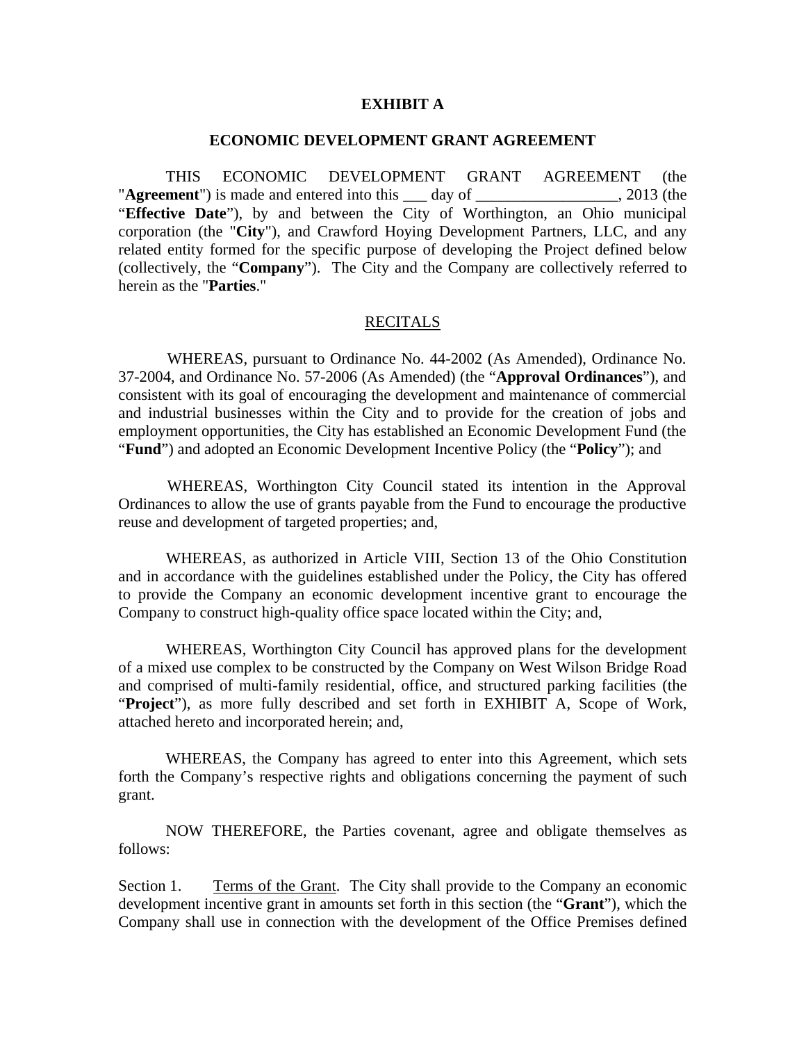# EXHIBIT A

## ECONOMIC DEVELOPMENT GRANT AGREEMENT

THIS ECONOMIC DEVELOPMENT GRANT AGREEMENT (the "**Agreement**") is made and entered into this ___ day of __________________, 2013 (the "**Effective Date**"), by and between the City of Worthington, an Ohio municipal corporation (the "**City**"), and Crawford Hoying Development Partners, LLC, and any related entity formed for the specific purpose of developing the Project defined below (collectively, the "**Company**"). The City and the Company are collectively referred to herein as the "**Parties**."

## RECITALS

WHEREAS, pursuant to Ordinance No. 44-2002 (As Amended), Ordinance No. 37-2004, and Ordinance No. 57-2006 (As Amended) (the "**Approval Ordinances**"), and consistent with its goal of encouraging the development and maintenance of commercial and industrial businesses within the City and to provide for the creation of jobs and employment opportunities, the City has established an Economic Development Fund (the "**Fund**") and adopted an Economic Development Incentive Policy (the "**Policy**"); and

WHEREAS, Worthington City Council stated its intention in the Approval Ordinances to allow the use of grants payable from the Fund to encourage the productive reuse and development of targeted properties; and,

WHEREAS, as authorized in Article VIII, Section 13 of the Ohio Constitution and in accordance with the guidelines established under the Policy, the City has offered to provide the Company an economic development incentive grant to encourage the Company to construct high-quality office space located within the City; and,

WHEREAS, Worthington City Council has approved plans for the development of a mixed use complex to be constructed by the Company on West Wilson Bridge Road and comprised of multi-family residential, office, and structured parking facilities (the "**Project**"), as more fully described and set forth in EXHIBIT A, Scope of Work, attached hereto and incorporated herein; and,

WHEREAS, the Company has agreed to enter into this Agreement, which sets forth the Company's respective rights and obligations concerning the payment of such grant.

NOW THEREFORE, the Parties covenant, agree and obligate themselves as follows:

Section 1. Terms of the Grant. The City shall provide to the Company an economic development incentive grant in amounts set forth in this section (the "**Grant**"), which the Company shall use in connection with the development of the Office Premises defined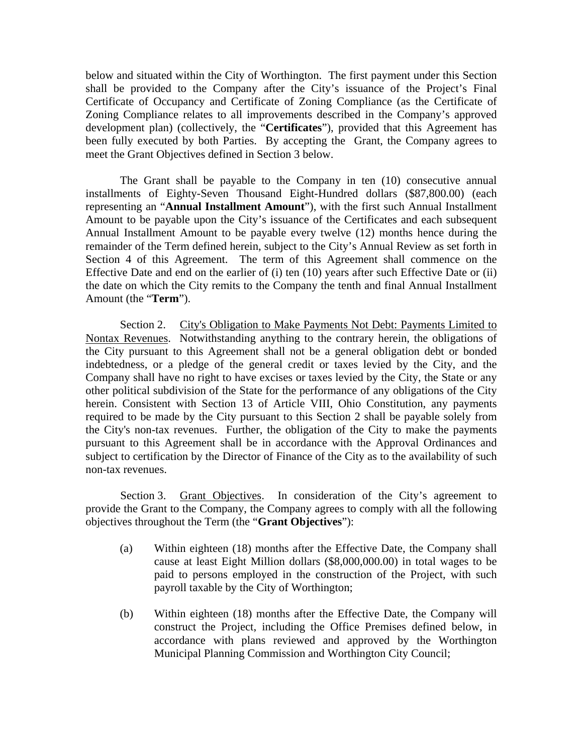below and situated within the City of Worthington. The first payment under this Section shall be provided to the Company after the City's issuance of the Project's Final Certificate of Occupancy and Certificate of Zoning Compliance (as the Certificate of Zoning Compliance relates to all improvements described in the Company's approved development plan) (collectively, the "**Certificates**"), provided that this Agreement has been fully executed by both Parties. By accepting the Grant, the Company agrees to meet the Grant Objectives defined in Section 3 below.

The Grant shall be payable to the Company in ten (10) consecutive annual installments of Eighty-Seven Thousand Eight-Hundred dollars ($87,800.00) (each representing an "**Annual Installment Amount**"), with the first such Annual Installment Amount to be payable upon the City's issuance of the Certificates and each subsequent Annual Installment Amount to be payable every twelve (12) months hence during the remainder of the Term defined herein, subject to the City's Annual Review as set forth in Section 4 of this Agreement. The term of this Agreement shall commence on the Effective Date and end on the earlier of (i) ten (10) years after such Effective Date or (ii) the date on which the City remits to the Company the tenth and final Annual Installment Amount (the "**Term**").

Section 2. City's Obligation to Make Payments Not Debt: Payments Limited to Nontax Revenues. Notwithstanding anything to the contrary herein, the obligations of the City pursuant to this Agreement shall not be a general obligation debt or bonded indebtedness, or a pledge of the general credit or taxes levied by the City, and the Company shall have no right to have excises or taxes levied by the City, the State or any other political subdivision of the State for the performance of any obligations of the City herein. Consistent with Section 13 of Article VIII, Ohio Constitution, any payments required to be made by the City pursuant to this Section 2 shall be payable solely from the City's non-tax revenues. Further, the obligation of the City to make the payments pursuant to this Agreement shall be in accordance with the Approval Ordinances and subject to certification by the Director of Finance of the City as to the availability of such non-tax revenues.

Section 3. Grant Objectives. In consideration of the City's agreement to provide the Grant to the Company, the Company agrees to comply with all the following objectives throughout the Term (the "**Grant Objectives**"):

(a) Within eighteen (18) months after the Effective Date, the Company shall cause at least Eight Million dollars ($8,000,000.00) in total wages to be paid to persons employed in the construction of the Project, with such payroll taxable by the City of Worthington;

(b) Within eighteen (18) months after the Effective Date, the Company will construct the Project, including the Office Premises defined below, in accordance with plans reviewed and approved by the Worthington Municipal Planning Commission and Worthington City Council;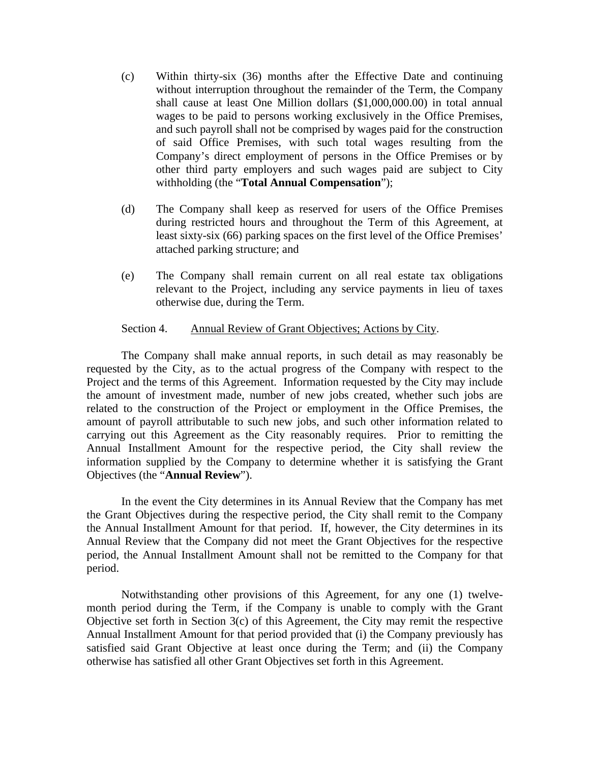(c) Within thirty-six (36) months after the Effective Date and continuing without interruption throughout the remainder of the Term, the Company shall cause at least One Million dollars ($1,000,000.00) in total annual wages to be paid to persons working exclusively in the Office Premises, and such payroll shall not be comprised by wages paid for the construction of said Office Premises, with such total wages resulting from the Company's direct employment of persons in the Office Premises or by other third party employers and such wages paid are subject to City withholding (the "**Total Annual Compensation**");

(d) The Company shall keep as reserved for users of the Office Premises during restricted hours and throughout the Term of this Agreement, at least sixty-six (66) parking spaces on the first level of the Office Premises' attached parking structure; and

(e) The Company shall remain current on all real estate tax obligations relevant to the Project, including any service payments in lieu of taxes otherwise due, during the Term.

Section 4. Annual Review of Grant Objectives; Actions by City.

The Company shall make annual reports, in such detail as may reasonably be requested by the City, as to the actual progress of the Company with respect to the Project and the terms of this Agreement. Information requested by the City may include the amount of investment made, number of new jobs created, whether such jobs are related to the construction of the Project or employment in the Office Premises, the amount of payroll attributable to such new jobs, and such other information related to carrying out this Agreement as the City reasonably requires. Prior to remitting the Annual Installment Amount for the respective period, the City shall review the information supplied by the Company to determine whether it is satisfying the Grant Objectives (the "**Annual Review**").

In the event the City determines in its Annual Review that the Company has met the Grant Objectives during the respective period, the City shall remit to the Company the Annual Installment Amount for that period. If, however, the City determines in its Annual Review that the Company did not meet the Grant Objectives for the respective period, the Annual Installment Amount shall not be remitted to the Company for that period.

Notwithstanding other provisions of this Agreement, for any one (1) twelve-month period during the Term, if the Company is unable to comply with the Grant Objective set forth in Section 3(c) of this Agreement, the City may remit the respective Annual Installment Amount for that period provided that (i) the Company previously has satisfied said Grant Objective at least once during the Term; and (ii) the Company otherwise has satisfied all other Grant Objectives set forth in this Agreement.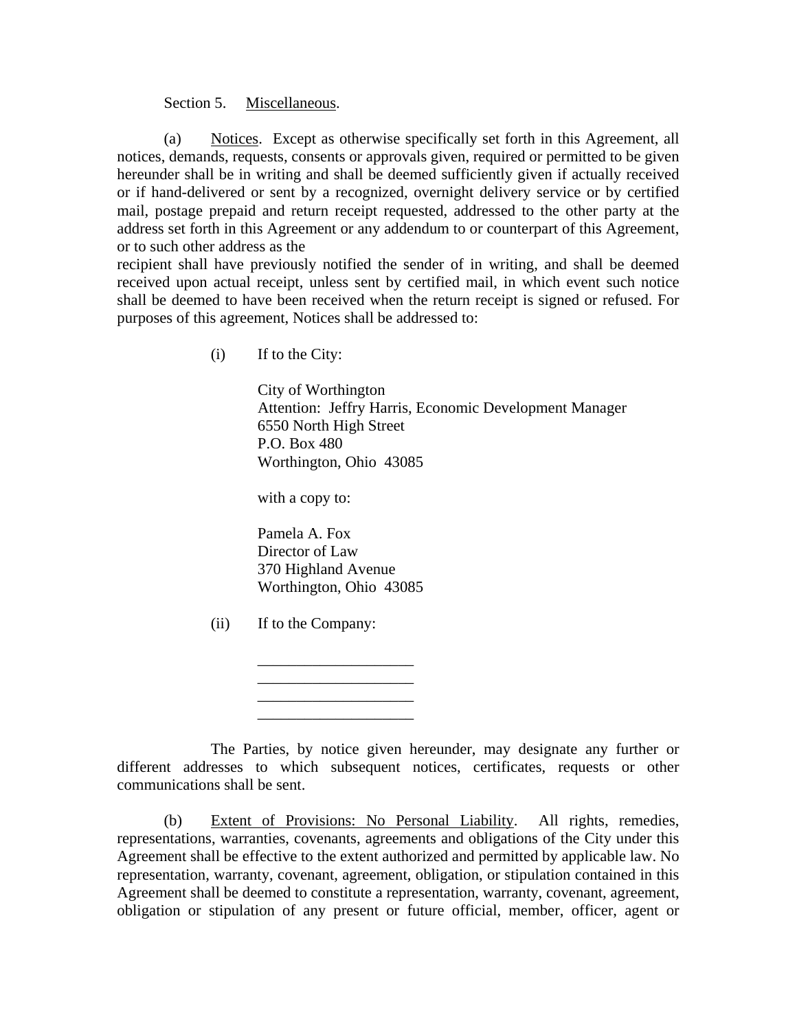Section 5. Miscellaneous.

(a) Notices. Except as otherwise specifically set forth in this Agreement, all notices, demands, requests, consents or approvals given, required or permitted to be given hereunder shall be in writing and shall be deemed sufficiently given if actually received or if hand-delivered or sent by a recognized, overnight delivery service or by certified mail, postage prepaid and return receipt requested, addressed to the other party at the address set forth in this Agreement or any addendum to or counterpart of this Agreement, or to such other address as the recipient shall have previously notified the sender of in writing, and shall be deemed received upon actual receipt, unless sent by certified mail, in which event such notice shall be deemed to have been received when the return receipt is signed or refused. For purposes of this agreement, Notices shall be addressed to:

(i) If to the City:

City of Worthington
Attention: Jeffry Harris, Economic Development Manager
6550 North High Street
P.O. Box 480
Worthington, Ohio 43085

with a copy to:

Pamela A. Fox
Director of Law
370 Highland Avenue
Worthington, Ohio 43085

(ii) If to the Company:

____________________
____________________
____________________
____________________

The Parties, by notice given hereunder, may designate any further or different addresses to which subsequent notices, certificates, requests or other communications shall be sent.

(b) Extent of Provisions: No Personal Liability. All rights, remedies, representations, warranties, covenants, agreements and obligations of the City under this Agreement shall be effective to the extent authorized and permitted by applicable law. No representation, warranty, covenant, agreement, obligation, or stipulation contained in this Agreement shall be deemed to constitute a representation, warranty, covenant, agreement, obligation or stipulation of any present or future official, member, officer, agent or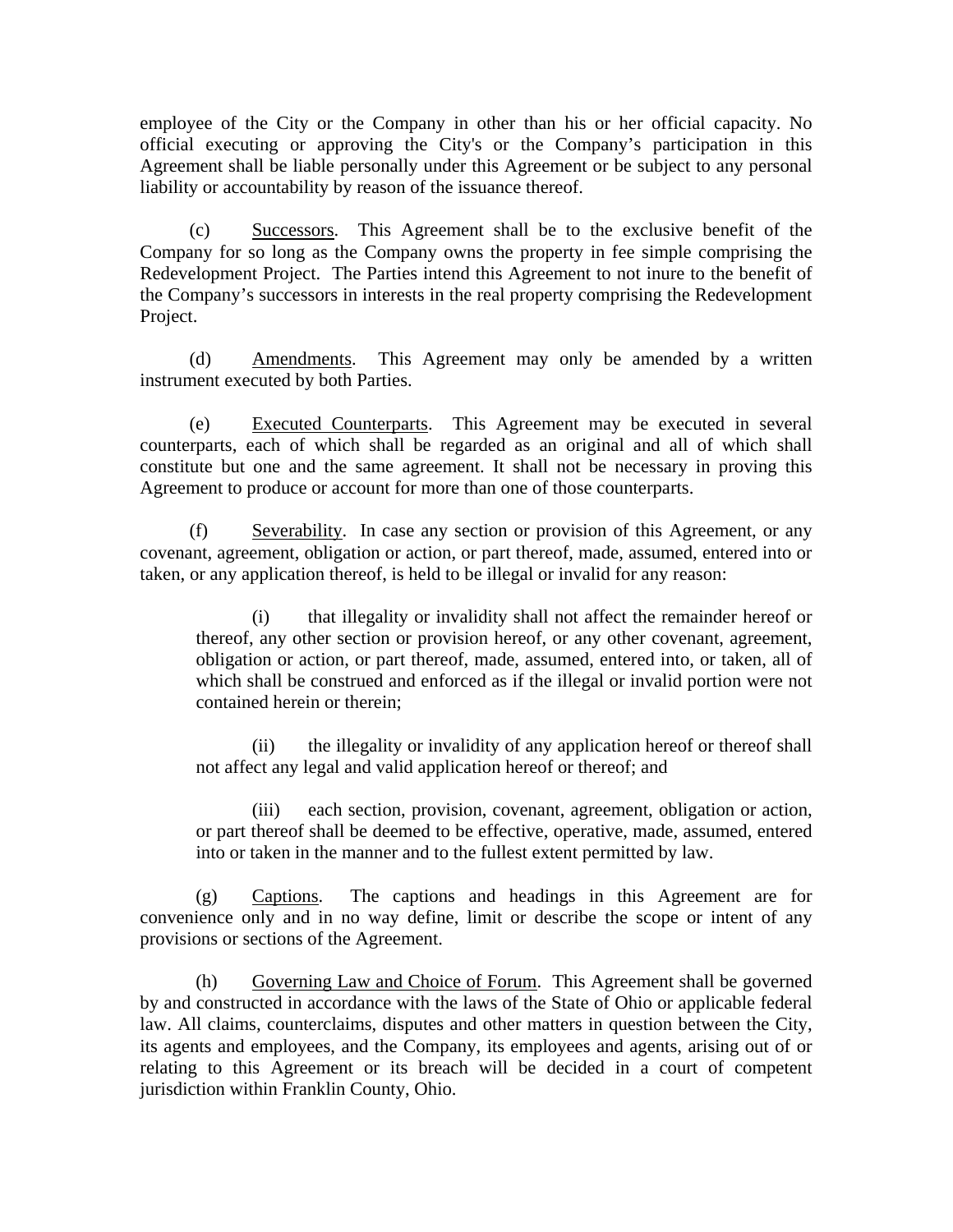employee of the City or the Company in other than his or her official capacity. No official executing or approving the City's or the Company's participation in this Agreement shall be liable personally under this Agreement or be subject to any personal liability or accountability by reason of the issuance thereof.

(c) Successors. This Agreement shall be to the exclusive benefit of the Company for so long as the Company owns the property in fee simple comprising the Redevelopment Project. The Parties intend this Agreement to not inure to the benefit of the Company's successors in interests in the real property comprising the Redevelopment Project.

(d) Amendments. This Agreement may only be amended by a written instrument executed by both Parties.

(e) Executed Counterparts. This Agreement may be executed in several counterparts, each of which shall be regarded as an original and all of which shall constitute but one and the same agreement. It shall not be necessary in proving this Agreement to produce or account for more than one of those counterparts.

(f) Severability. In case any section or provision of this Agreement, or any covenant, agreement, obligation or action, or part thereof, made, assumed, entered into or taken, or any application thereof, is held to be illegal or invalid for any reason:

(i) that illegality or invalidity shall not affect the remainder hereof or thereof, any other section or provision hereof, or any other covenant, agreement, obligation or action, or part thereof, made, assumed, entered into, or taken, all of which shall be construed and enforced as if the illegal or invalid portion were not contained herein or therein;

(ii) the illegality or invalidity of any application hereof or thereof shall not affect any legal and valid application hereof or thereof; and

(iii) each section, provision, covenant, agreement, obligation or action, or part thereof shall be deemed to be effective, operative, made, assumed, entered into or taken in the manner and to the fullest extent permitted by law.

(g) Captions. The captions and headings in this Agreement are for convenience only and in no way define, limit or describe the scope or intent of any provisions or sections of the Agreement.

(h) Governing Law and Choice of Forum. This Agreement shall be governed by and constructed in accordance with the laws of the State of Ohio or applicable federal law. All claims, counterclaims, disputes and other matters in question between the City, its agents and employees, and the Company, its employees and agents, arising out of or relating to this Agreement or its breach will be decided in a court of competent jurisdiction within Franklin County, Ohio.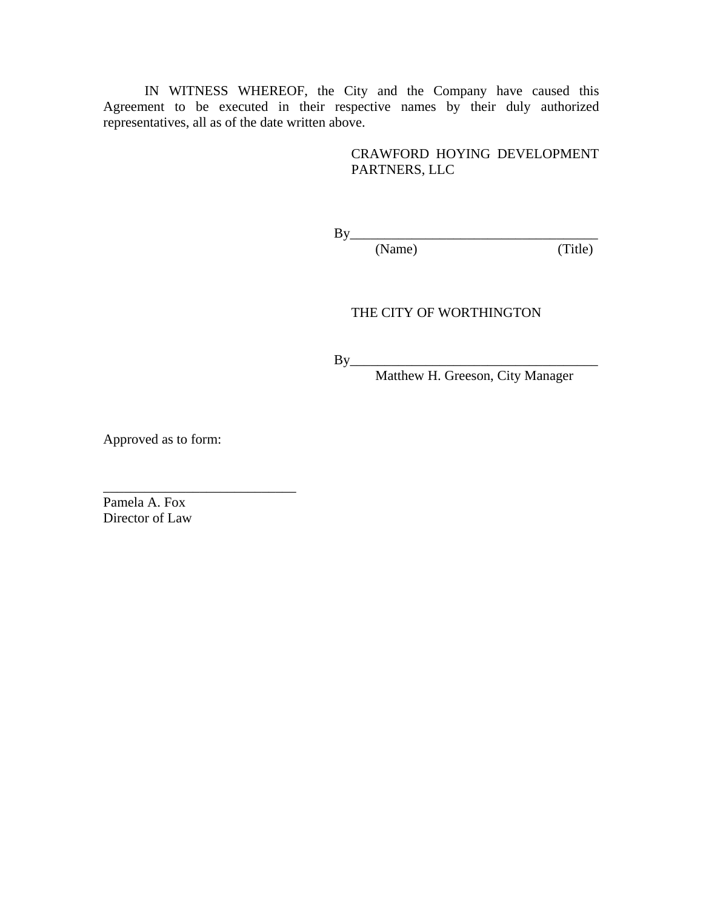IN WITNESS WHEREOF, the City and the Company have caused this Agreement to be executed in their respective names by their duly authorized representatives, all as of the date written above.

CRAWFORD HOYING DEVELOPMENT PARTNERS, LLC

By_____________________________________
(Name) (Title)

THE CITY OF WORTHINGTON

By_____________________________________
Matthew H. Greeson, City Manager

Approved as to form:

____________________________
Pamela A. Fox
Director of Law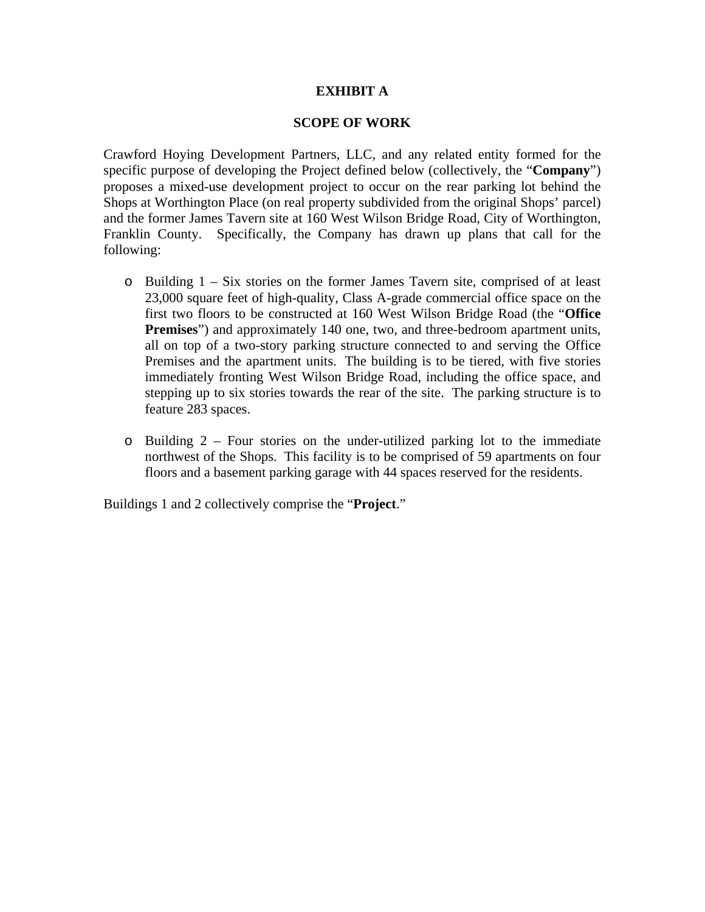# EXHIBIT A

## SCOPE OF WORK

Crawford Hoying Development Partners, LLC, and any related entity formed for the specific purpose of developing the Project defined below (collectively, the "**Company**") proposes a mixed-use development project to occur on the rear parking lot behind the Shops at Worthington Place (on real property subdivided from the original Shops' parcel) and the former James Tavern site at 160 West Wilson Bridge Road, City of Worthington, Franklin County. Specifically, the Company has drawn up plans that call for the following:

- Building 1 – Six stories on the former James Tavern site, comprised of at least 23,000 square feet of high-quality, Class A-grade commercial office space on the first two floors to be constructed at 160 West Wilson Bridge Road (the "**Office Premises**") and approximately 140 one, two, and three-bedroom apartment units, all on top of a two-story parking structure connected to and serving the Office Premises and the apartment units. The building is to be tiered, with five stories immediately fronting West Wilson Bridge Road, including the office space, and stepping up to six stories towards the rear of the site. The parking structure is to feature 283 spaces.

- Building 2 – Four stories on the under-utilized parking lot to the immediate northwest of the Shops. This facility is to be comprised of 59 apartments on four floors and a basement parking garage with 44 spaces reserved for the residents.

Buildings 1 and 2 collectively comprise the "**Project**."